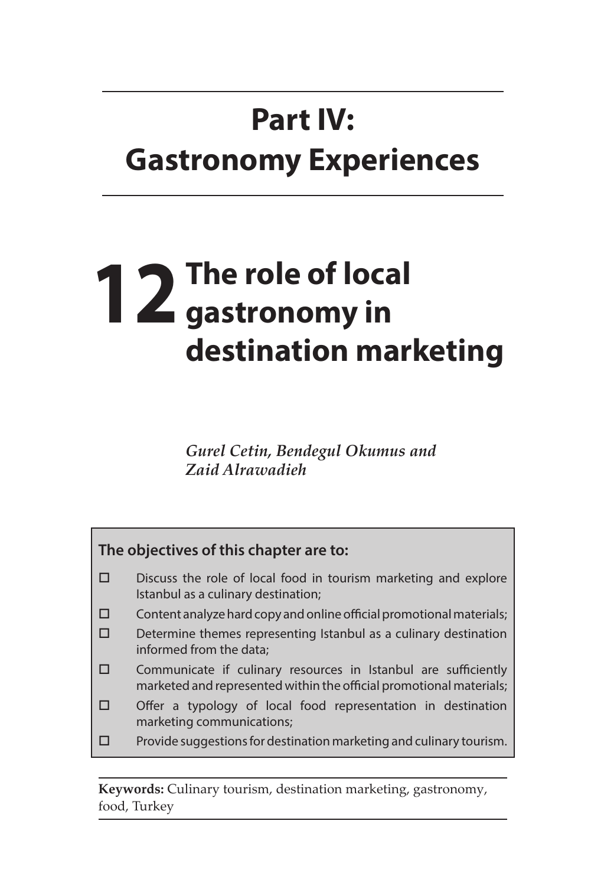# Part IV: Gastronomy Experiences

# 12 The role of local gastronomy in destination marketing

*Gurel Cetin, Bendegul Okumus and Zaid Alrawadieh*

**The objectives of this chapter are to:**

- Discuss the role of local food in tourism marketing and explore Istanbul as a culinary destination;
- Content analyze hard copy and online official promotional materials;
- Determine themes representing Istanbul as a culinary destination informed from the data;
- Communicate if culinary resources in Istanbul are sufficiently marketed and represented within the official promotional materials;
- Offer a typology of local food representation in destination marketing communications;
- Provide suggestions for destination marketing and culinary tourism.

**Keywords:** Culinary tourism, destination marketing, gastronomy, food, Turkey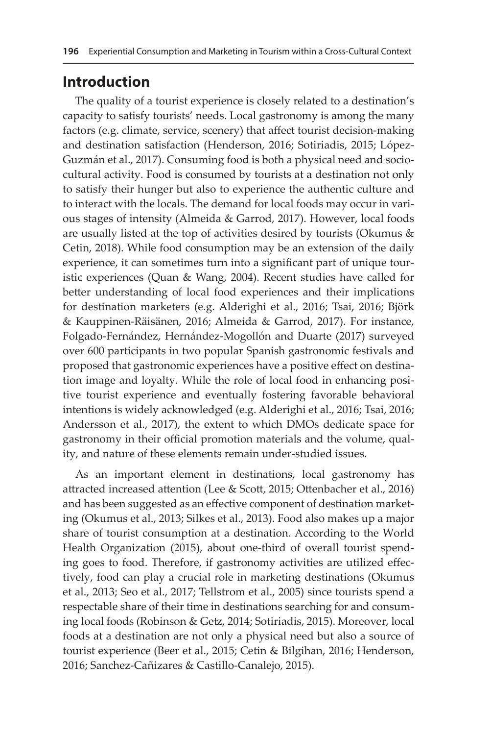## Introduction

The quality of a tourist experience is closely related to a destination's capacity to satisfy tourists' needs. Local gastronomy is among the many factors (e.g. climate, service, scenery) that affect tourist decision-making and destination satisfaction (Henderson, 2016; Sotiriadis, 2015; López-Guzmán et al., 2017). Consuming food is both a physical need and socio-cultural activity. Food is consumed by tourists at a destination not only to satisfy their hunger but also to experience the authentic culture and to interact with the locals. The demand for local foods may occur in various stages of intensity (Almeida & Garrod, 2017). However, local foods are usually listed at the top of activities desired by tourists (Okumus & Cetin, 2018). While food consumption may be an extension of the daily experience, it can sometimes turn into a significant part of unique touristic experiences (Quan & Wang, 2004). Recent studies have called for better understanding of local food experiences and their implications for destination marketers (e.g. Alderighi et al., 2016; Tsai, 2016; Björk & Kauppinen-Räisänen, 2016; Almeida & Garrod, 2017). For instance, Folgado-Fernández, Hernández-Mogollón and Duarte (2017) surveyed over 600 participants in two popular Spanish gastronomic festivals and proposed that gastronomic experiences have a positive effect on destination image and loyalty. While the role of local food in enhancing positive tourist experience and eventually fostering favorable behavioral intentions is widely acknowledged (e.g. Alderighi et al., 2016; Tsai, 2016; Andersson et al., 2017), the extent to which DMOs dedicate space for gastronomy in their official promotion materials and the volume, quality, and nature of these elements remain under-studied issues.

As an important element in destinations, local gastronomy has attracted increased attention (Lee & Scott, 2015; Ottenbacher et al., 2016) and has been suggested as an effective component of destination marketing (Okumus et al., 2013; Silkes et al., 2013). Food also makes up a major share of tourist consumption at a destination. According to the World Health Organization (2015), about one-third of overall tourist spending goes to food. Therefore, if gastronomy activities are utilized effectively, food can play a crucial role in marketing destinations (Okumus et al., 2013; Seo et al., 2017; Tellstrom et al., 2005) since tourists spend a respectable share of their time in destinations searching for and consuming local foods (Robinson & Getz, 2014; Sotiriadis, 2015). Moreover, local foods at a destination are not only a physical need but also a source of tourist experience (Beer et al., 2015; Cetin & Bilgihan, 2016; Henderson, 2016; Sanchez-Cañizares & Castillo-Canalejo, 2015).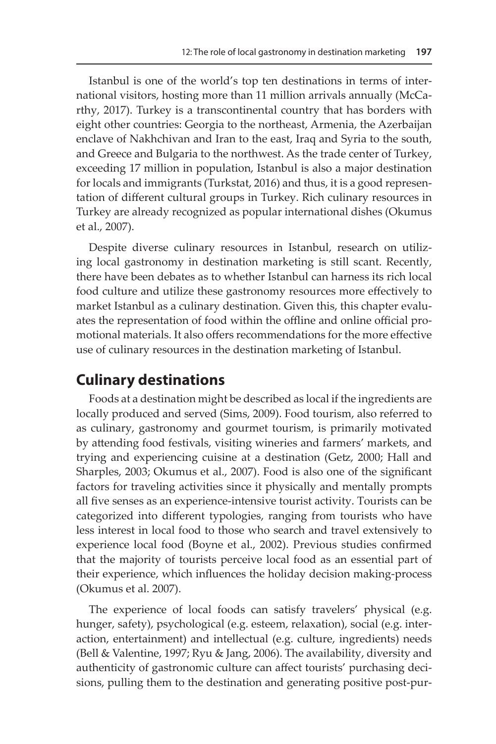Istanbul is one of the world's top ten destinations in terms of international visitors, hosting more than 11 million arrivals annually (McCarthy, 2017). Turkey is a transcontinental country that has borders with eight other countries: Georgia to the northeast, Armenia, the Azerbaijan enclave of Nakhchivan and Iran to the east, Iraq and Syria to the south, and Greece and Bulgaria to the northwest. As the trade center of Turkey, exceeding 17 million in population, Istanbul is also a major destination for locals and immigrants (Turkstat, 2016) and thus, it is a good representation of different cultural groups in Turkey. Rich culinary resources in Turkey are already recognized as popular international dishes (Okumus et al., 2007).

Despite diverse culinary resources in Istanbul, research on utilizing local gastronomy in destination marketing is still scant. Recently, there have been debates as to whether Istanbul can harness its rich local food culture and utilize these gastronomy resources more effectively to market Istanbul as a culinary destination. Given this, this chapter evaluates the representation of food within the offline and online official promotional materials. It also offers recommendations for the more effective use of culinary resources in the destination marketing of Istanbul.

## Culinary destinations

Foods at a destination might be described as local if the ingredients are locally produced and served (Sims, 2009). Food tourism, also referred to as culinary, gastronomy and gourmet tourism, is primarily motivated by attending food festivals, visiting wineries and farmers' markets, and trying and experiencing cuisine at a destination (Getz, 2000; Hall and Sharples, 2003; Okumus et al., 2007). Food is also one of the significant factors for traveling activities since it physically and mentally prompts all five senses as an experience-intensive tourist activity. Tourists can be categorized into different typologies, ranging from tourists who have less interest in local food to those who search and travel extensively to experience local food (Boyne et al., 2002). Previous studies confirmed that the majority of tourists perceive local food as an essential part of their experience, which influences the holiday decision making-process (Okumus et al. 2007).

The experience of local foods can satisfy travelers' physical (e.g. hunger, safety), psychological (e.g. esteem, relaxation), social (e.g. interaction, entertainment) and intellectual (e.g. culture, ingredients) needs (Bell & Valentine, 1997; Ryu & Jang, 2006). The availability, diversity and authenticity of gastronomic culture can affect tourists' purchasing decisions, pulling them to the destination and generating positive post-pur-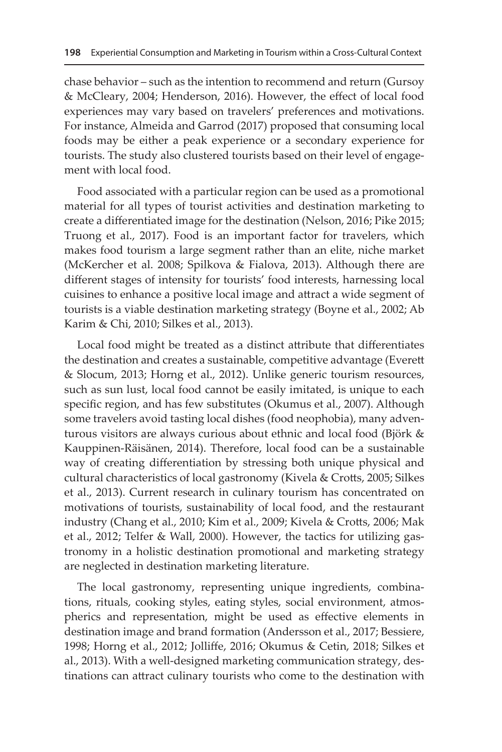chase behavior – such as the intention to recommend and return (Gursoy & McCleary, 2004; Henderson, 2016). However, the effect of local food experiences may vary based on travelers' preferences and motivations. For instance, Almeida and Garrod (2017) proposed that consuming local foods may be either a peak experience or a secondary experience for tourists. The study also clustered tourists based on their level of engagement with local food.

Food associated with a particular region can be used as a promotional material for all types of tourist activities and destination marketing to create a differentiated image for the destination (Nelson, 2016; Pike 2015; Truong et al., 2017). Food is an important factor for travelers, which makes food tourism a large segment rather than an elite, niche market (McKercher et al. 2008; Spilkova & Fialova, 2013). Although there are different stages of intensity for tourists' food interests, harnessing local cuisines to enhance a positive local image and attract a wide segment of tourists is a viable destination marketing strategy (Boyne et al., 2002; Ab Karim & Chi, 2010; Silkes et al., 2013).

Local food might be treated as a distinct attribute that differentiates the destination and creates a sustainable, competitive advantage (Everett & Slocum, 2013; Horng et al., 2012). Unlike generic tourism resources, such as sun lust, local food cannot be easily imitated, is unique to each specific region, and has few substitutes (Okumus et al., 2007). Although some travelers avoid tasting local dishes (food neophobia), many adventurous visitors are always curious about ethnic and local food (Björk & Kauppinen-Räisänen, 2014). Therefore, local food can be a sustainable way of creating differentiation by stressing both unique physical and cultural characteristics of local gastronomy (Kivela & Crotts, 2005; Silkes et al., 2013). Current research in culinary tourism has concentrated on motivations of tourists, sustainability of local food, and the restaurant industry (Chang et al., 2010; Kim et al., 2009; Kivela & Crotts, 2006; Mak et al., 2012; Telfer & Wall, 2000). However, the tactics for utilizing gastronomy in a holistic destination promotional and marketing strategy are neglected in destination marketing literature.

The local gastronomy, representing unique ingredients, combinations, rituals, cooking styles, eating styles, social environment, atmospherics and representation, might be used as effective elements in destination image and brand formation (Andersson et al., 2017; Bessiere, 1998; Horng et al., 2012; Jolliffe, 2016; Okumus & Cetin, 2018; Silkes et al., 2013). With a well-designed marketing communication strategy, destinations can attract culinary tourists who come to the destination with